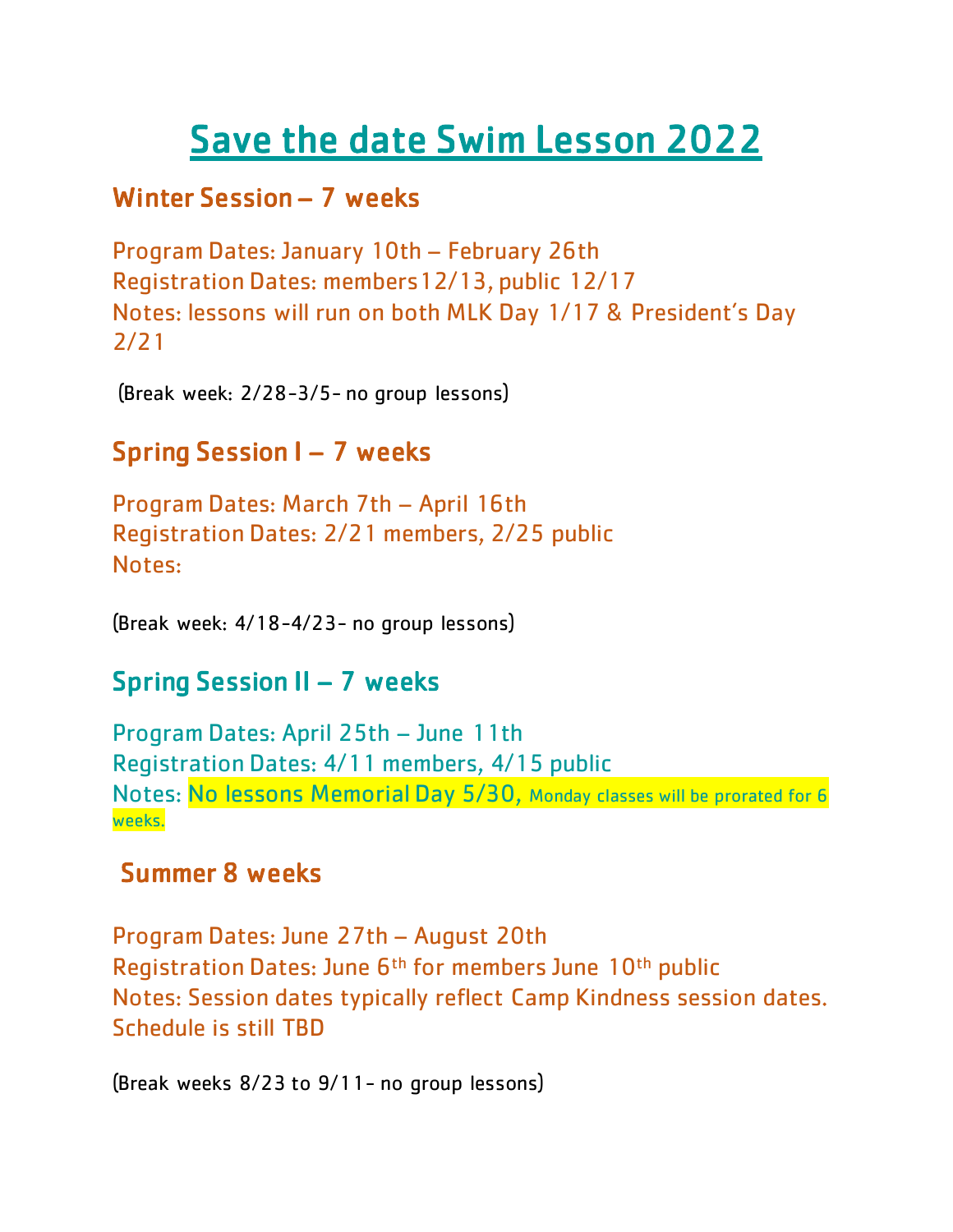# Save the date Swim Lesson 2022

## Winter Session – 7 weeks

Program Dates: January 10th – February 26th
Registration Dates: members12/13, public 12/17
Notes: lessons will run on both MLK Day 1/17 & President's Day 2/21

(Break week: 2/28-3/5- no group lessons)

## Spring Session I – 7 weeks

Program Dates: March 7th – April 16th
Registration Dates: 2/21 members, 2/25 public
Notes:

(Break week: 4/18-4/23- no group lessons)

## Spring Session II – 7 weeks

Program Dates: April 25th – June 11th
Registration Dates: 4/11 members, 4/15 public
Notes: No lessons Memorial Day 5/30, Monday classes will be prorated for 6 weeks.

## Summer 8 weeks

Program Dates: June 27th – August 20th
Registration Dates: June 6th for members June 10th public
Notes: Session dates typically reflect Camp Kindness session dates. Schedule is still TBD

(Break weeks 8/23 to 9/11- no group lessons)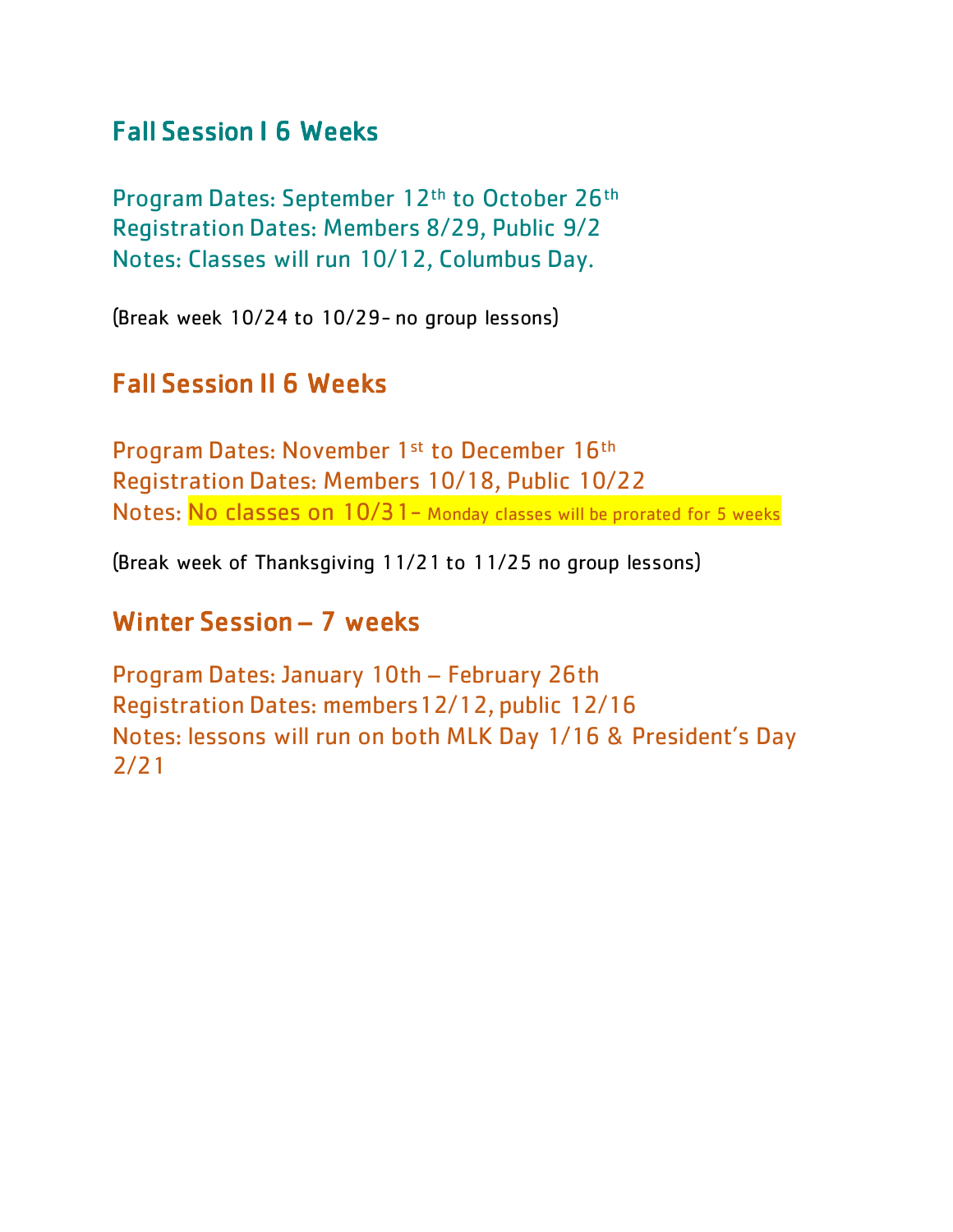## Fall Session I 6 Weeks

Program Dates: September 12th to October 26th
Registration Dates: Members 8/29, Public 9/2
Notes: Classes will run 10/12, Columbus Day.

(Break week 10/24 to 10/29- no group lessons)

## Fall Session II 6 Weeks

Program Dates: November 1st to December 16th
Registration Dates: Members 10/18, Public 10/22
Notes: No classes on 10/31- Monday classes will be prorated for 5 weeks

(Break week of Thanksgiving 11/21 to 11/25 no group lessons)

## Winter Session – 7 weeks

Program Dates: January 10th – February 26th
Registration Dates: members12/12, public 12/16
Notes: lessons will run on both MLK Day 1/16 & President's Day 2/21